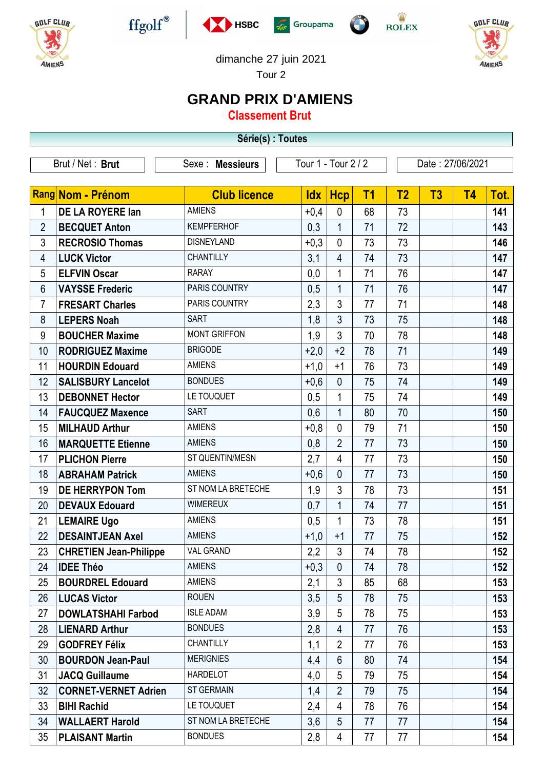dimanche 27 juin 2021

Tour 2

# GRAND PRIX D'AMIENS

## Classement Brut

**Série(s) : Toutes**

| Brut / Net : **Brut** | Sexe : **Messieurs** | Tour 1 - Tour 2 / 2 | Date : 27/06/2021 |
|---|---|---|---|

| Rang | Nom - Prénom | Club licence | Idx | Hcp | T1 | T2 | T3 | T4 | Tot. |
|---|---|---|---|---|---|---|---|---|---|
| 1 | **DE LA ROYERE Ian** | AMIENS | +0,4 | 0 | 68 | 73 | | | **141** |
| 2 | **BECQUET Anton** | KEMPFERHOF | 0,3 | 1 | 71 | 72 | | | **143** |
| 3 | **RECROSIO Thomas** | DISNEYLAND | +0,3 | 0 | 73 | 73 | | | **146** |
| 4 | **LUCK Victor** | CHANTILLY | 3,1 | 4 | 74 | 73 | | | **147** |
| 5 | **ELFVIN Oscar** | RARAY | 0,0 | 1 | 71 | 76 | | | **147** |
| 6 | **VAYSSE Frederic** | PARIS COUNTRY | 0,5 | 1 | 71 | 76 | | | **147** |
| 7 | **FRESART Charles** | PARIS COUNTRY | 2,3 | 3 | 77 | 71 | | | **148** |
| 8 | **LEPERS Noah** | SART | 1,8 | 3 | 73 | 75 | | | **148** |
| 9 | **BOUCHER Maxime** | MONT GRIFFON | 1,9 | 3 | 70 | 78 | | | **148** |
| 10 | **RODRIGUEZ Maxime** | BRIGODE | +2,0 | +2 | 78 | 71 | | | **149** |
| 11 | **HOURDIN Edouard** | AMIENS | +1,0 | +1 | 76 | 73 | | | **149** |
| 12 | **SALISBURY Lancelot** | BONDUES | +0,6 | 0 | 75 | 74 | | | **149** |
| 13 | **DEBONNET Hector** | LE TOUQUET | 0,5 | 1 | 75 | 74 | | | **149** |
| 14 | **FAUCQUEZ Maxence** | SART | 0,6 | 1 | 80 | 70 | | | **150** |
| 15 | **MILHAUD Arthur** | AMIENS | +0,8 | 0 | 79 | 71 | | | **150** |
| 16 | **MARQUETTE Etienne** | AMIENS | 0,8 | 2 | 77 | 73 | | | **150** |
| 17 | **PLICHON Pierre** | ST QUENTIN/MESN | 2,7 | 4 | 77 | 73 | | | **150** |
| 18 | **ABRAHAM Patrick** | AMIENS | +0,6 | 0 | 77 | 73 | | | **150** |
| 19 | **DE HERRYPON Tom** | ST NOM LA BRETECHE | 1,9 | 3 | 78 | 73 | | | **151** |
| 20 | **DEVAUX Edouard** | WIMEREUX | 0,7 | 1 | 74 | 77 | | | **151** |
| 21 | **LEMAIRE Ugo** | AMIENS | 0,5 | 1 | 73 | 78 | | | **151** |
| 22 | **DESAINTJEAN Axel** | AMIENS | +1,0 | +1 | 77 | 75 | | | **152** |
| 23 | **CHRETIEN Jean-Philippe** | VAL GRAND | 2,2 | 3 | 74 | 78 | | | **152** |
| 24 | **IDEE Théo** | AMIENS | +0,3 | 0 | 74 | 78 | | | **152** |
| 25 | **BOURDREL Edouard** | AMIENS | 2,1 | 3 | 85 | 68 | | | **153** |
| 26 | **LUCAS Victor** | ROUEN | 3,5 | 5 | 78 | 75 | | | **153** |
| 27 | **DOWLATSHAHI Farbod** | ISLE ADAM | 3,9 | 5 | 78 | 75 | | | **153** |
| 28 | **LIENARD Arthur** | BONDUES | 2,8 | 4 | 77 | 76 | | | **153** |
| 29 | **GODFREY Félix** | CHANTILLY | 1,1 | 2 | 77 | 76 | | | **153** |
| 30 | **BOURDON Jean-Paul** | MERIGNIES | 4,4 | 6 | 80 | 74 | | | **154** |
| 31 | **JACQ Guillaume** | HARDELOT | 4,0 | 5 | 79 | 75 | | | **154** |
| 32 | **CORNET-VERNET Adrien** | ST GERMAIN | 1,4 | 2 | 79 | 75 | | | **154** |
| 33 | **BIHI Rachid** | LE TOUQUET | 2,4 | 4 | 78 | 76 | | | **154** |
| 34 | **WALLAERT Harold** | ST NOM LA BRETECHE | 3,6 | 5 | 77 | 77 | | | **154** |
| 35 | **PLAISANT Martin** | BONDUES | 2,8 | 4 | 77 | 77 | | | **154** |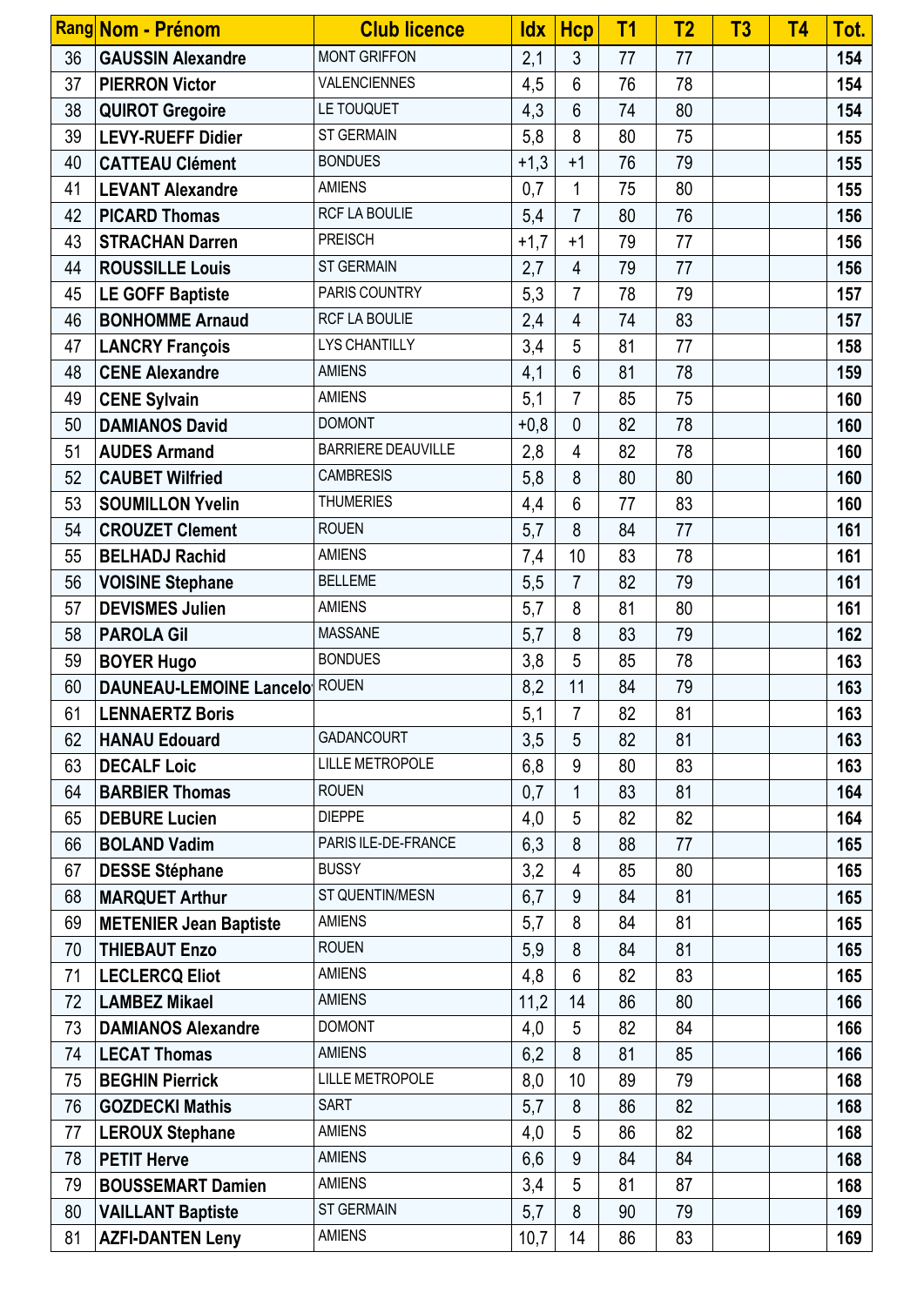| Rang | Nom - Prénom | Club licence | Idx | Hcp | T1 | T2 | T3 | T4 | Tot. |
|---|---|---|---|---|---|---|---|---|---|
| 36 | **GAUSSIN Alexandre** | MONT GRIFFON | 2,1 | 3 | 77 | 77 | | | **154** |
| 37 | **PIERRON Victor** | VALENCIENNES | 4,5 | 6 | 76 | 78 | | | **154** |
| 38 | **QUIROT Gregoire** | LE TOUQUET | 4,3 | 6 | 74 | 80 | | | **154** |
| 39 | **LEVY-RUEFF Didier** | ST GERMAIN | 5,8 | 8 | 80 | 75 | | | **155** |
| 40 | **CATTEAU Clément** | BONDUES | +1,3 | +1 | 76 | 79 | | | **155** |
| 41 | **LEVANT Alexandre** | AMIENS | 0,7 | 1 | 75 | 80 | | | **155** |
| 42 | **PICARD Thomas** | RCF LA BOULIE | 5,4 | 7 | 80 | 76 | | | **156** |
| 43 | **STRACHAN Darren** | PREISCH | +1,7 | +1 | 79 | 77 | | | **156** |
| 44 | **ROUSSILLE Louis** | ST GERMAIN | 2,7 | 4 | 79 | 77 | | | **156** |
| 45 | **LE GOFF Baptiste** | PARIS COUNTRY | 5,3 | 7 | 78 | 79 | | | **157** |
| 46 | **BONHOMME Arnaud** | RCF LA BOULIE | 2,4 | 4 | 74 | 83 | | | **157** |
| 47 | **LANCRY François** | LYS CHANTILLY | 3,4 | 5 | 81 | 77 | | | **158** |
| 48 | **CENE Alexandre** | AMIENS | 4,1 | 6 | 81 | 78 | | | **159** |
| 49 | **CENE Sylvain** | AMIENS | 5,1 | 7 | 85 | 75 | | | **160** |
| 50 | **DAMIANOS David** | DOMONT | +0,8 | 0 | 82 | 78 | | | **160** |
| 51 | **AUDES Armand** | BARRIERE DEAUVILLE | 2,8 | 4 | 82 | 78 | | | **160** |
| 52 | **CAUBET Wilfried** | CAMBRESIS | 5,8 | 8 | 80 | 80 | | | **160** |
| 53 | **SOUMILLON Yvelin** | THUMERIES | 4,4 | 6 | 77 | 83 | | | **160** |
| 54 | **CROUZET Clement** | ROUEN | 5,7 | 8 | 84 | 77 | | | **161** |
| 55 | **BELHADJ Rachid** | AMIENS | 7,4 | 10 | 83 | 78 | | | **161** |
| 56 | **VOISINE Stephane** | BELLEME | 5,5 | 7 | 82 | 79 | | | **161** |
| 57 | **DEVISMES Julien** | AMIENS | 5,7 | 8 | 81 | 80 | | | **161** |
| 58 | **PAROLA Gil** | MASSANE | 5,7 | 8 | 83 | 79 | | | **162** |
| 59 | **BOYER Hugo** | BONDUES | 3,8 | 5 | 85 | 78 | | | **163** |
| 60 | **DAUNEAU-LEMOINE Lancelo** | ROUEN | 8,2 | 11 | 84 | 79 | | | **163** |
| 61 | **LENNAERTZ Boris** | | 5,1 | 7 | 82 | 81 | | | **163** |
| 62 | **HANAU Edouard** | GADANCOURT | 3,5 | 5 | 82 | 81 | | | **163** |
| 63 | **DECALF Loic** | LILLE METROPOLE | 6,8 | 9 | 80 | 83 | | | **163** |
| 64 | **BARBIER Thomas** | ROUEN | 0,7 | 1 | 83 | 81 | | | **164** |
| 65 | **DEBURE Lucien** | DIEPPE | 4,0 | 5 | 82 | 82 | | | **164** |
| 66 | **BOLAND Vadim** | PARIS ILE-DE-FRANCE | 6,3 | 8 | 88 | 77 | | | **165** |
| 67 | **DESSE Stéphane** | BUSSY | 3,2 | 4 | 85 | 80 | | | **165** |
| 68 | **MARQUET Arthur** | ST QUENTIN/MESN | 6,7 | 9 | 84 | 81 | | | **165** |
| 69 | **METENIER Jean Baptiste** | AMIENS | 5,7 | 8 | 84 | 81 | | | **165** |
| 70 | **THIEBAUT Enzo** | ROUEN | 5,9 | 8 | 84 | 81 | | | **165** |
| 71 | **LECLERCQ Eliot** | AMIENS | 4,8 | 6 | 82 | 83 | | | **165** |
| 72 | **LAMBEZ Mikael** | AMIENS | 11,2 | 14 | 86 | 80 | | | **166** |
| 73 | **DAMIANOS Alexandre** | DOMONT | 4,0 | 5 | 82 | 84 | | | **166** |
| 74 | **LECAT Thomas** | AMIENS | 6,2 | 8 | 81 | 85 | | | **166** |
| 75 | **BEGHIN Pierrick** | LILLE METROPOLE | 8,0 | 10 | 89 | 79 | | | **168** |
| 76 | **GOZDECKI Mathis** | SART | 5,7 | 8 | 86 | 82 | | | **168** |
| 77 | **LEROUX Stephane** | AMIENS | 4,0 | 5 | 86 | 82 | | | **168** |
| 78 | **PETIT Herve** | AMIENS | 6,6 | 9 | 84 | 84 | | | **168** |
| 79 | **BOUSSEMART Damien** | AMIENS | 3,4 | 5 | 81 | 87 | | | **168** |
| 80 | **VAILLANT Baptiste** | ST GERMAIN | 5,7 | 8 | 90 | 79 | | | **169** |
| 81 | **AZFI-DANTEN Leny** | AMIENS | 10,7 | 14 | 86 | 83 | | | **169** |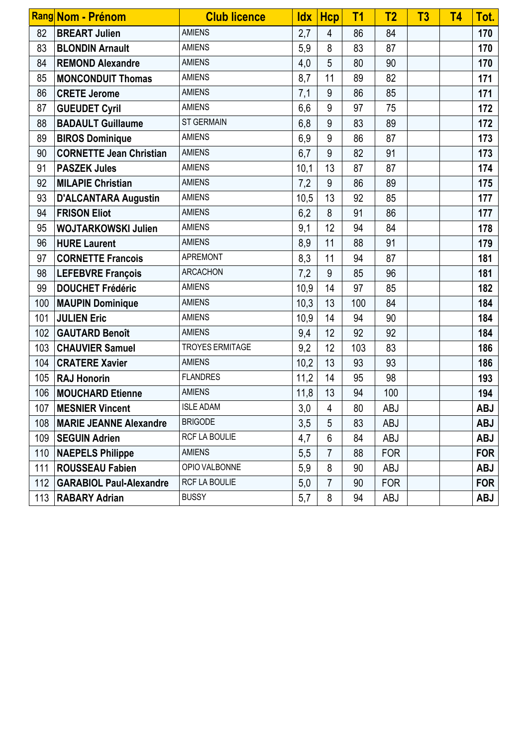| Rang | Nom - Prénom | Club licence | Idx | Hcp | T1 | T2 | T3 | T4 | Tot. |
|---|---|---|---|---|---|---|---|---|---|
| 82 | **BREART Julien** | AMIENS | 2,7 | 4 | 86 | 84 | | | **170** |
| 83 | **BLONDIN Arnault** | AMIENS | 5,9 | 8 | 83 | 87 | | | **170** |
| 84 | **REMOND Alexandre** | AMIENS | 4,0 | 5 | 80 | 90 | | | **170** |
| 85 | **MONCONDUIT Thomas** | AMIENS | 8,7 | 11 | 89 | 82 | | | **171** |
| 86 | **CRETE Jerome** | AMIENS | 7,1 | 9 | 86 | 85 | | | **171** |
| 87 | **GUEUDET Cyril** | AMIENS | 6,6 | 9 | 97 | 75 | | | **172** |
| 88 | **BADAULT Guillaume** | ST GERMAIN | 6,8 | 9 | 83 | 89 | | | **172** |
| 89 | **BIROS Dominique** | AMIENS | 6,9 | 9 | 86 | 87 | | | **173** |
| 90 | **CORNETTE Jean Christian** | AMIENS | 6,7 | 9 | 82 | 91 | | | **173** |
| 91 | **PASZEK Jules** | AMIENS | 10,1 | 13 | 87 | 87 | | | **174** |
| 92 | **MILAPIE Christian** | AMIENS | 7,2 | 9 | 86 | 89 | | | **175** |
| 93 | **D'ALCANTARA Augustin** | AMIENS | 10,5 | 13 | 92 | 85 | | | **177** |
| 94 | **FRISON Eliot** | AMIENS | 6,2 | 8 | 91 | 86 | | | **177** |
| 95 | **WOJTARKOWSKI Julien** | AMIENS | 9,1 | 12 | 94 | 84 | | | **178** |
| 96 | **HURE Laurent** | AMIENS | 8,9 | 11 | 88 | 91 | | | **179** |
| 97 | **CORNETTE Francois** | APREMONT | 8,3 | 11 | 94 | 87 | | | **181** |
| 98 | **LEFEBVRE François** | ARCACHON | 7,2 | 9 | 85 | 96 | | | **181** |
| 99 | **DOUCHET Frédéric** | AMIENS | 10,9 | 14 | 97 | 85 | | | **182** |
| 100 | **MAUPIN Dominique** | AMIENS | 10,3 | 13 | 100 | 84 | | | **184** |
| 101 | **JULIEN Eric** | AMIENS | 10,9 | 14 | 94 | 90 | | | **184** |
| 102 | **GAUTARD Benoît** | AMIENS | 9,4 | 12 | 92 | 92 | | | **184** |
| 103 | **CHAUVIER Samuel** | TROYES ERMITAGE | 9,2 | 12 | 103 | 83 | | | **186** |
| 104 | **CRATERE Xavier** | AMIENS | 10,2 | 13 | 93 | 93 | | | **186** |
| 105 | **RAJ Honorin** | FLANDRES | 11,2 | 14 | 95 | 98 | | | **193** |
| 106 | **MOUCHARD Etienne** | AMIENS | 11,8 | 13 | 94 | 100 | | | **194** |
| 107 | **MESNIER Vincent** | ISLE ADAM | 3,0 | 4 | 80 | ABJ | | | **ABJ** |
| 108 | **MARIE JEANNE Alexandre** | BRIGODE | 3,5 | 5 | 83 | ABJ | | | **ABJ** |
| 109 | **SEGUIN Adrien** | RCF LA BOULIE | 4,7 | 6 | 84 | ABJ | | | **ABJ** |
| 110 | **NAEPELS Philippe** | AMIENS | 5,5 | 7 | 88 | FOR | | | **FOR** |
| 111 | **ROUSSEAU Fabien** | OPIO VALBONNE | 5,9 | 8 | 90 | ABJ | | | **ABJ** |
| 112 | **GARABIOL Paul-Alexandre** | RCF LA BOULIE | 5,0 | 7 | 90 | FOR | | | **FOR** |
| 113 | **RABARY Adrian** | BUSSY | 5,7 | 8 | 94 | ABJ | | | **ABJ** |